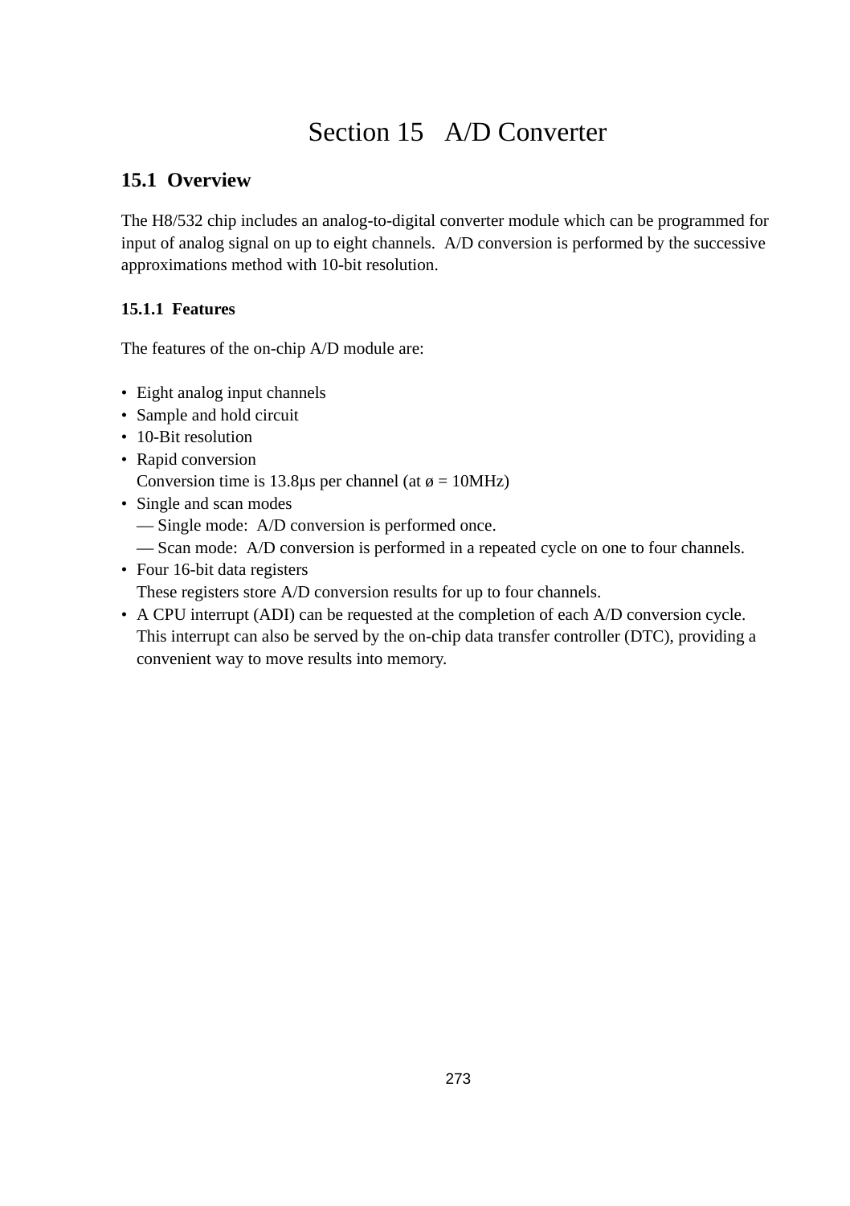# Section 15 A/D Converter

## 15.1 Overview

The H8/532 chip includes an analog-to-digital converter module which can be programmed for input of analog signal on up to eight channels. A/D conversion is performed by the successive approximations method with 10-bit resolution.

### 15.1.1 Features

The features of the on-chip A/D module are:

- Eight analog input channels
- Sample and hold circuit
- 10-Bit resolution
- Rapid conversion
  Conversion time is 13.8µs per channel (at ø = 10MHz)
- Single and scan modes
  — Single mode: A/D conversion is performed once.
  — Scan mode: A/D conversion is performed in a repeated cycle on one to four channels.
- Four 16-bit data registers
  These registers store A/D conversion results for up to four channels.
- A CPU interrupt (ADI) can be requested at the completion of each A/D conversion cycle. This interrupt can also be served by the on-chip data transfer controller (DTC), providing a convenient way to move results into memory.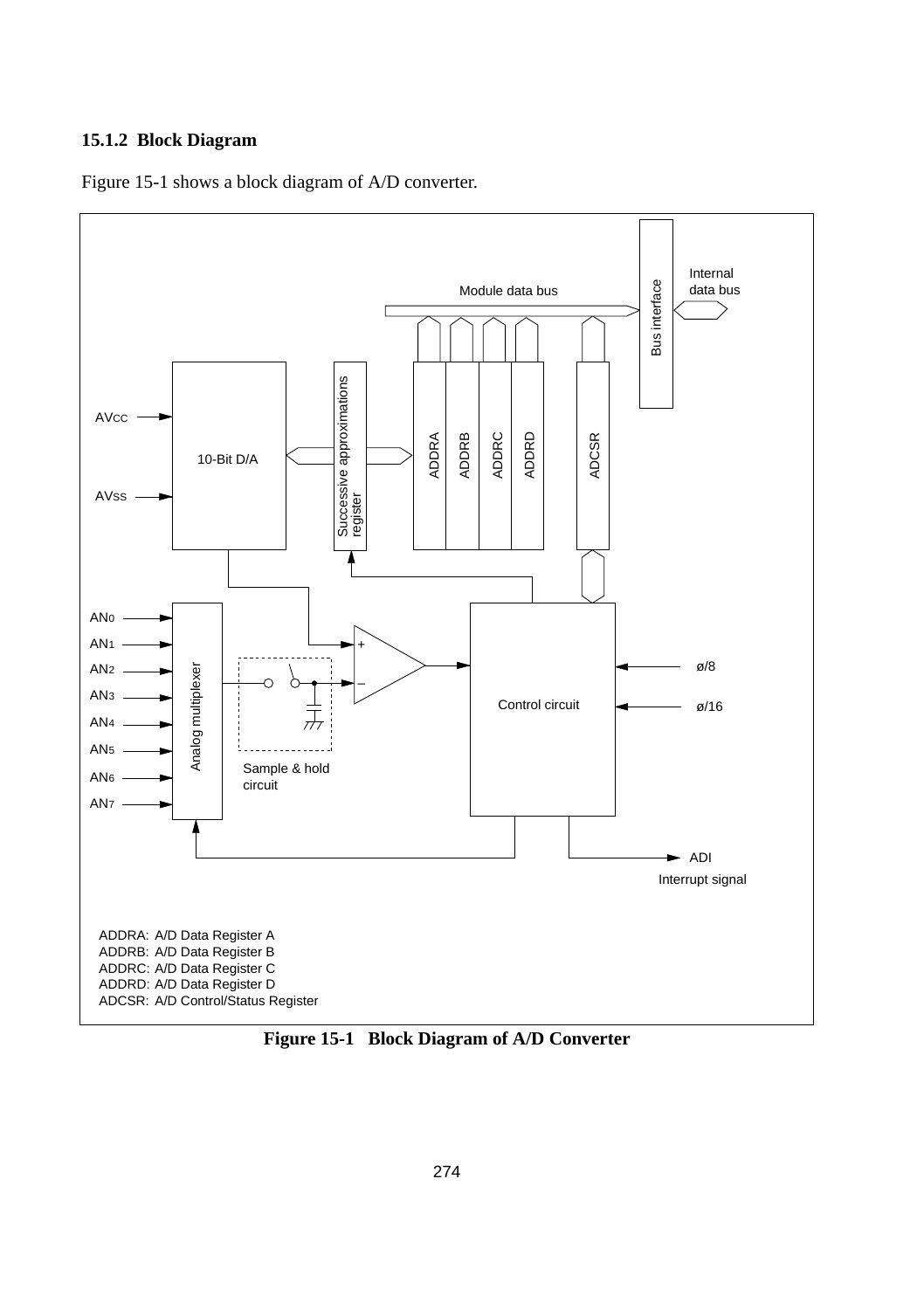### 15.1.2 Block Diagram

Figure 15-1 shows a block diagram of A/D converter.

ADDRA: A/D Data Register A
ADDRB: A/D Data Register B
ADDRC: A/D Data Register C
ADDRD: A/D Data Register D
ADCSR: A/D Control/Status Register

**Figure 15-1 Block Diagram of A/D Converter**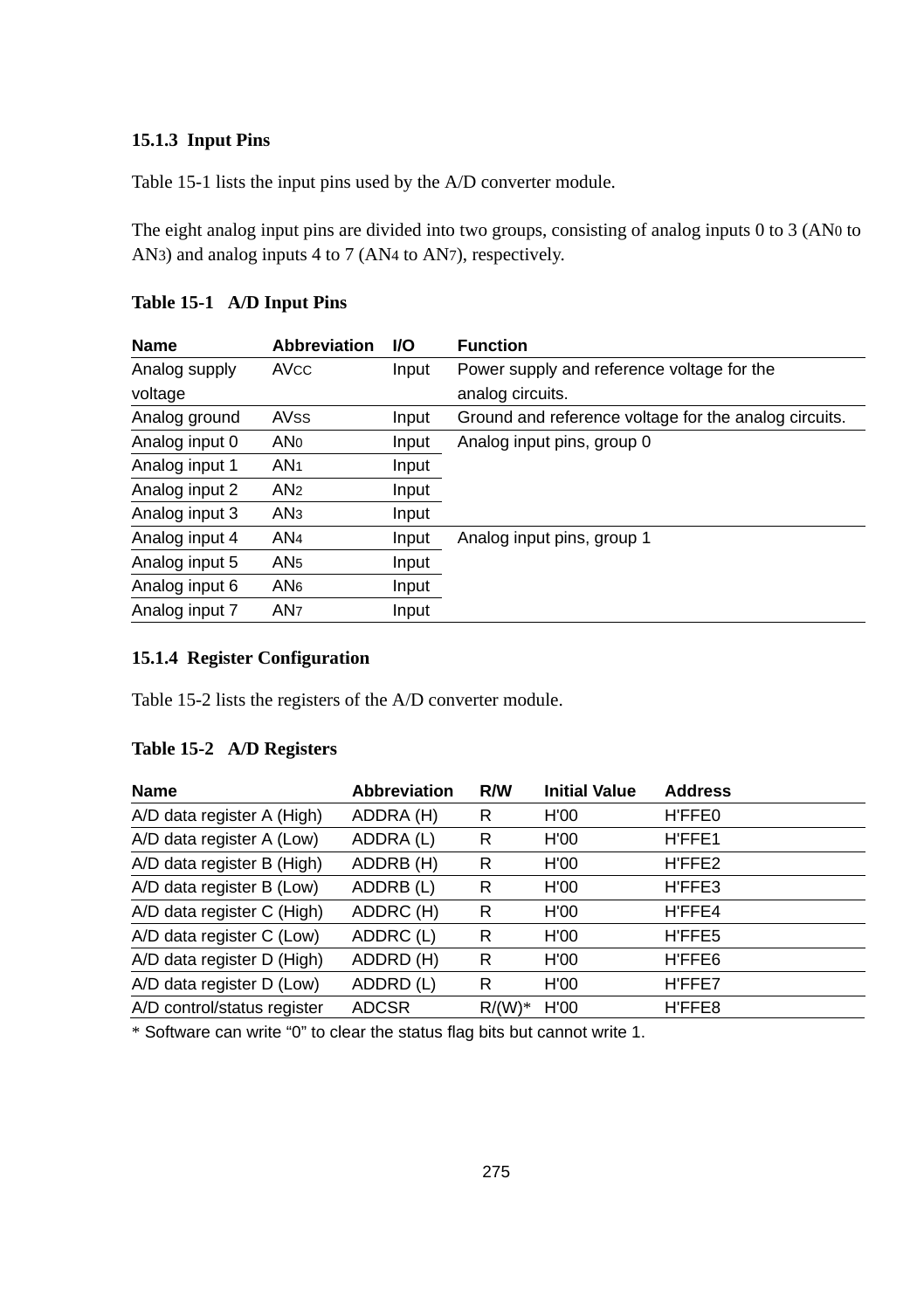### 15.1.3 Input Pins

Table 15-1 lists the input pins used by the A/D converter module.

The eight analog input pins are divided into two groups, consisting of analog inputs 0 to 3 ($AN_0$ to $AN_3$) and analog inputs 4 to 7 ($AN_4$ to $AN_7$), respectively.

**Table 15-1 A/D Input Pins**

| Name | Abbreviation | I/O | Function |
|---|---|---|---|
| Analog supply voltage | $AV_{CC}$ | Input | Power supply and reference voltage for the analog circuits. |
| Analog ground | $AV_{SS}$ | Input | Ground and reference voltage for the analog circuits. |
| Analog input 0 | $AN_0$ | Input | Analog input pins, group 0 |
| Analog input 1 | $AN_1$ | Input | |
| Analog input 2 | $AN_2$ | Input | |
| Analog input 3 | $AN_3$ | Input | |
| Analog input 4 | $AN_4$ | Input | Analog input pins, group 1 |
| Analog input 5 | $AN_5$ | Input | |
| Analog input 6 | $AN_6$ | Input | |
| Analog input 7 | $AN_7$ | Input | |

### 15.1.4 Register Configuration

Table 15-2 lists the registers of the A/D converter module.

**Table 15-2 A/D Registers**

| Name | Abbreviation | R/W | Initial Value | Address |
|---|---|---|---|---|
| A/D data register A (High) | ADDRA (H) | R | H'00 | H'FFE0 |
| A/D data register A (Low) | ADDRA (L) | R | H'00 | H'FFE1 |
| A/D data register B (High) | ADDRB (H) | R | H'00 | H'FFE2 |
| A/D data register B (Low) | ADDRB (L) | R | H'00 | H'FFE3 |
| A/D data register C (High) | ADDRC (H) | R | H'00 | H'FFE4 |
| A/D data register C (Low) | ADDRC (L) | R | H'00 | H'FFE5 |
| A/D data register D (High) | ADDRD (H) | R | H'00 | H'FFE6 |
| A/D data register D (Low) | ADDRD (L) | R | H'00 | H'FFE7 |
| A/D control/status register | ADCSR | R/(W)* | H'00 | H'FFE8 |

* Software can write "0" to clear the status flag bits but cannot write 1.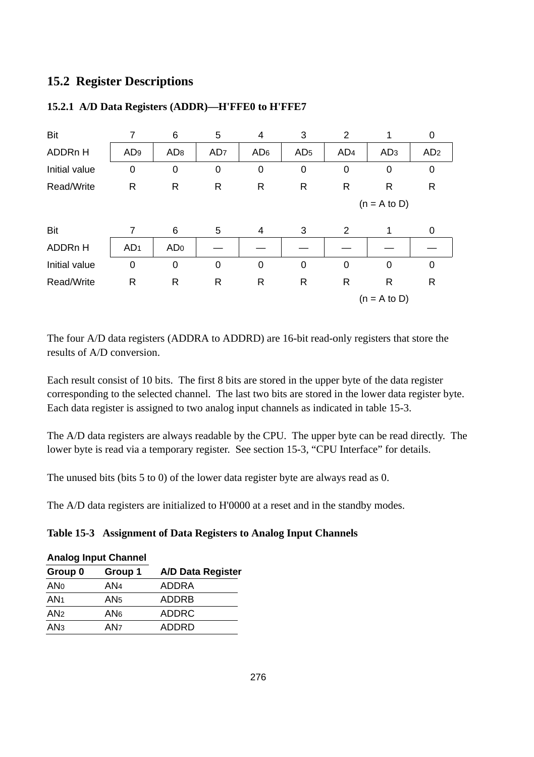## 15.2 Register Descriptions

### 15.2.1 A/D Data Registers (ADDR)—H'FFE0 to H'FFE7

| Bit | 7 | 6 | 5 | 4 | 3 | 2 | 1 | 0 |
|---|---|---|---|---|---|---|---|---|
| ADDRn H | $AD_9$ | $AD_8$ | $AD_7$ | $AD_6$ | $AD_5$ | $AD_4$ | $AD_3$ | $AD_2$ |
| Initial value | 0 | 0 | 0 | 0 | 0 | 0 | 0 | 0 |
| Read/Write | R | R | R | R | R | R | R | R |

(n = A to D)

| Bit | 7 | 6 | 5 | 4 | 3 | 2 | 1 | 0 |
|---|---|---|---|---|---|---|---|---|
| ADDRn H | $AD_1$ | $AD_0$ | — | — | — | — | — | — |
| Initial value | 0 | 0 | 0 | 0 | 0 | 0 | 0 | 0 |
| Read/Write | R | R | R | R | R | R | R | R |

(n = A to D)

The four A/D data registers (ADDRA to ADDRD) are 16-bit read-only registers that store the results of A/D conversion.

Each result consist of 10 bits. The first 8 bits are stored in the upper byte of the data register corresponding to the selected channel. The last two bits are stored in the lower data register byte. Each data register is assigned to two analog input channels as indicated in table 15-3.

The A/D data registers are always readable by the CPU. The upper byte can be read directly. The lower byte is read via a temporary register. See section 15-3, "CPU Interface" for details.

The unused bits (bits 5 to 0) of the lower data register byte are always read as 0.

The A/D data registers are initialized to H'0000 at a reset and in the standby modes.

**Table 15-3 Assignment of Data Registers to Analog Input Channels**

| Analog Input Channel | | |
|---|---|---|
| **Group 0** | **Group 1** | **A/D Data Register** |
| $AN_0$ | $AN_4$ | ADDRA |
| $AN_1$ | $AN_5$ | ADDRB |
| $AN_2$ | $AN_6$ | ADDRC |
| $AN_3$ | $AN_7$ | ADDRD |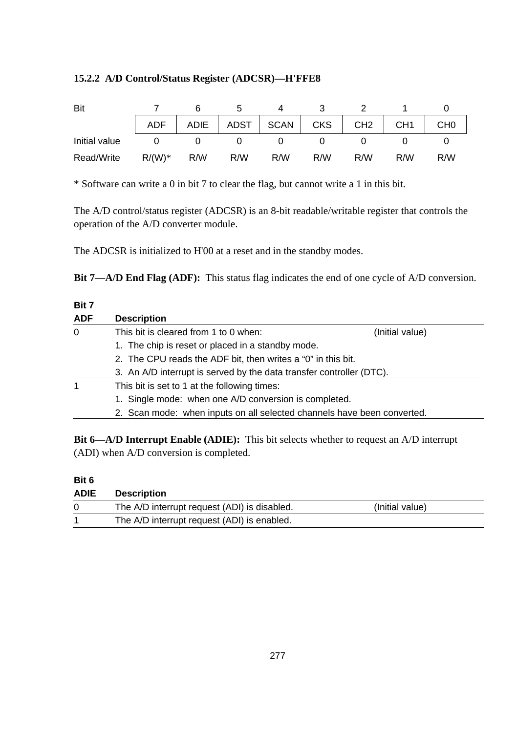### 15.2.2 A/D Control/Status Register (ADCSR)—H'FFE8

| Bit | 7 | 6 | 5 | 4 | 3 | 2 | 1 | 0 |
|---|---|---|---|---|---|---|---|---|
| | ADF | ADIE | ADST | SCAN | CKS | CH2 | CH1 | CH0 |
| Initial value | 0 | 0 | 0 | 0 | 0 | 0 | 0 | 0 |
| Read/Write | R/(W)* | R/W | R/W | R/W | R/W | R/W | R/W | R/W |

* Software can write a 0 in bit 7 to clear the flag, but cannot write a 1 in this bit.

The A/D control/status register (ADCSR) is an 8-bit readable/writable register that controls the operation of the A/D converter module.

The ADCSR is initialized to H'00 at a reset and in the standby modes.

**Bit 7—A/D End Flag (ADF):** This status flag indicates the end of one cycle of A/D conversion.

| Bit 7 ADF | Description | |
|---|---|---|
| 0 | This bit is cleared from 1 to 0 when: | (Initial value) |
| | 1. The chip is reset or placed in a standby mode. | |
| | 2. The CPU reads the ADF bit, then writes a “0” in this bit. | |
| | 3. An A/D interrupt is served by the data transfer controller (DTC). | |
| 1 | This bit is set to 1 at the following times: | |
| | 1. Single mode: when one A/D conversion is completed. | |
| | 2. Scan mode: when inputs on all selected channels have been converted. | |

**Bit 6—A/D Interrupt Enable (ADIE):** This bit selects whether to request an A/D interrupt (ADI) when A/D conversion is completed.

| Bit 6 ADIE | Description | |
|---|---|---|
| 0 | The A/D interrupt request (ADI) is disabled. | (Initial value) |
| 1 | The A/D interrupt request (ADI) is enabled. | |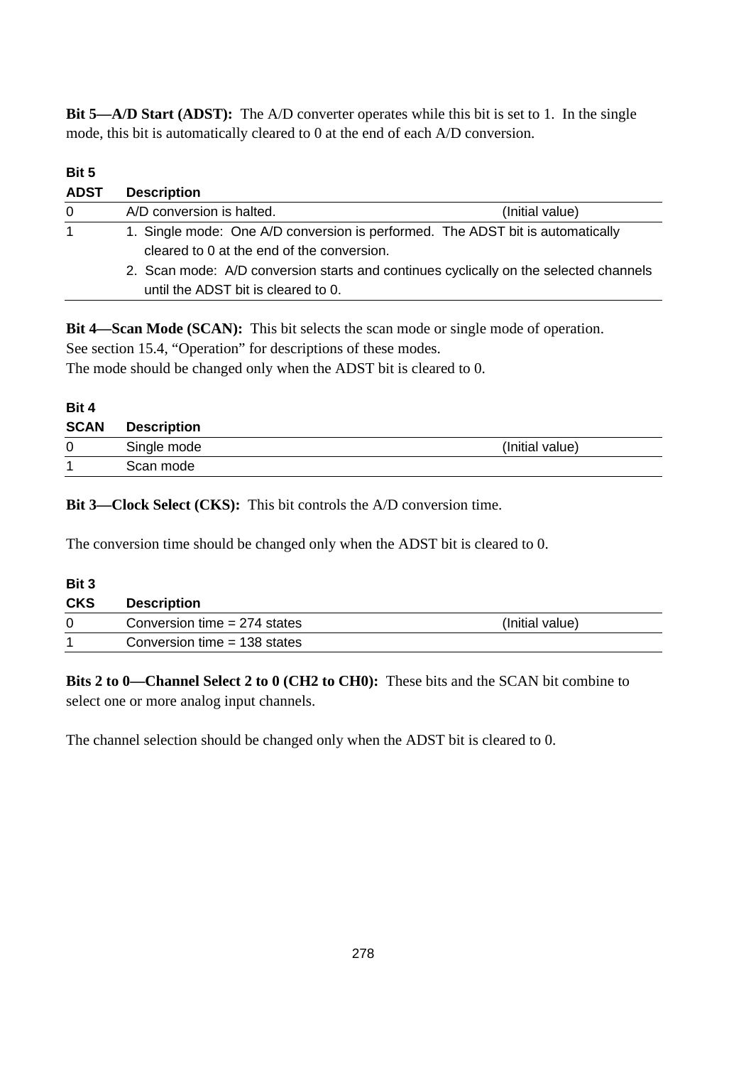**Bit 5—A/D Start (ADST):** The A/D converter operates while this bit is set to 1. In the single mode, this bit is automatically cleared to 0 at the end of each A/D conversion.

| Bit 5<br>ADST | Description | |
|---|---|---|
| 0 | A/D conversion is halted. | (Initial value) |
| 1 | 1. Single mode: One A/D conversion is performed. The ADST bit is automatically cleared to 0 at the end of the conversion.<br>2. Scan mode: A/D conversion starts and continues cyclically on the selected channels until the ADST bit is cleared to 0. | |

**Bit 4—Scan Mode (SCAN):** This bit selects the scan mode or single mode of operation. See section 15.4, "Operation" for descriptions of these modes.
The mode should be changed only when the ADST bit is cleared to 0.

| Bit 4<br>SCAN | Description | |
|---|---|---|
| 0 | Single mode | (Initial value) |
| 1 | Scan mode | |

**Bit 3—Clock Select (CKS):** This bit controls the A/D conversion time.

The conversion time should be changed only when the ADST bit is cleared to 0.

| Bit 3<br>CKS | Description | |
|---|---|---|
| 0 | Conversion time = 274 states | (Initial value) |
| 1 | Conversion time = 138 states | |

**Bits 2 to 0—Channel Select 2 to 0 (CH2 to CH0):** These bits and the SCAN bit combine to select one or more analog input channels.

The channel selection should be changed only when the ADST bit is cleared to 0.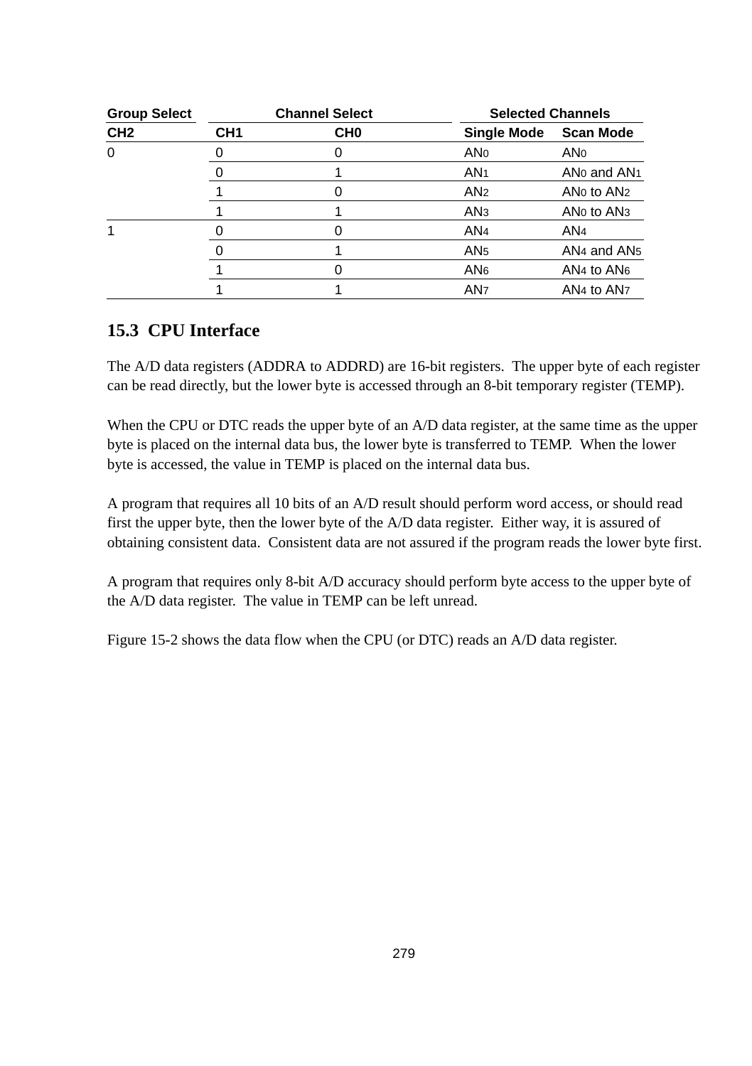| Group Select | Channel Select | | Selected Channels | |
|---|---|---|---|---|
| CH2 | CH1 | CH0 | Single Mode | Scan Mode |
| 0 | 0 | 0 | $AN_0$ | $AN_0$ |
| | 0 | 1 | $AN_1$ | $AN_0$ and $AN_1$ |
| | 1 | 0 | $AN_2$ | $AN_0$ to $AN_2$ |
| | 1 | 1 | $AN_3$ | $AN_0$ to $AN_3$ |
| 1 | 0 | 0 | $AN_4$ | $AN_4$ |
| | 0 | 1 | $AN_5$ | $AN_4$ and $AN_5$ |
| | 1 | 0 | $AN_6$ | $AN_4$ to $AN_6$ |
| | 1 | 1 | $AN_7$ | $AN_4$ to $AN_7$ |

## 15.3 CPU Interface

The A/D data registers (ADDRA to ADDRD) are 16-bit registers. The upper byte of each register can be read directly, but the lower byte is accessed through an 8-bit temporary register (TEMP).

When the CPU or DTC reads the upper byte of an A/D data register, at the same time as the upper byte is placed on the internal data bus, the lower byte is transferred to TEMP. When the lower byte is accessed, the value in TEMP is placed on the internal data bus.

A program that requires all 10 bits of an A/D result should perform word access, or should read first the upper byte, then the lower byte of the A/D data register. Either way, it is assured of obtaining consistent data. Consistent data are not assured if the program reads the lower byte first.

A program that requires only 8-bit A/D accuracy should perform byte access to the upper byte of the A/D data register. The value in TEMP can be left unread.

Figure 15-2 shows the data flow when the CPU (or DTC) reads an A/D data register.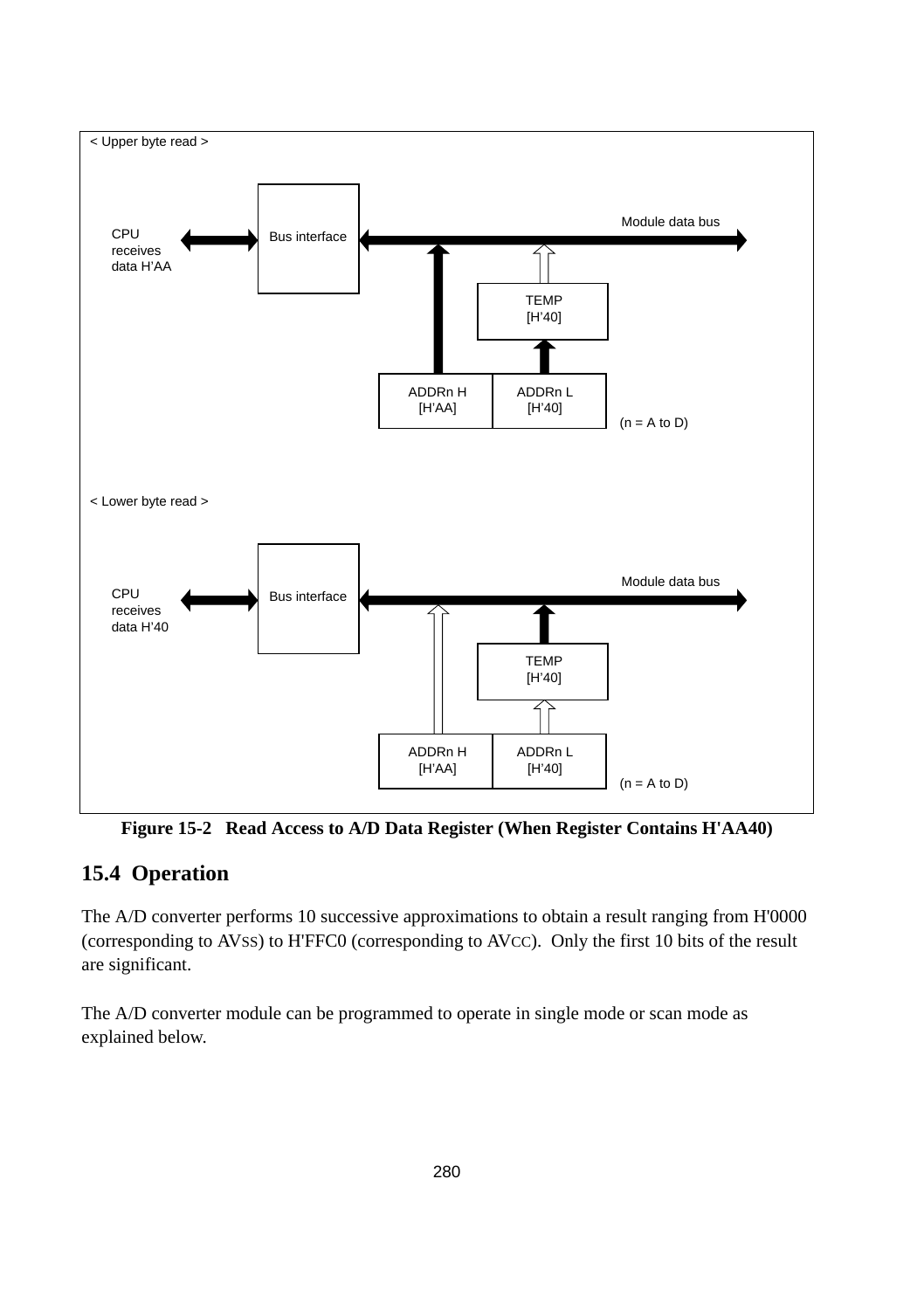< Upper byte read >

CPU receives data H'AA

Bus interface

Module data bus

TEMP [H'40]

ADDRn H [H'AA]

ADDRn L [H'40]

(n = A to D)

< Lower byte read >

CPU receives data H'40

Bus interface

Module data bus

TEMP [H'40]

ADDRn H [H'AA]

ADDRn L [H'40]

(n = A to D)

**Figure 15-2 Read Access to A/D Data Register (When Register Contains H'AA40)**

## 15.4 Operation

The A/D converter performs 10 successive approximations to obtain a result ranging from H'0000 (corresponding to $AV_{SS}$) to H'FFC0 (corresponding to $AV_{CC}$). Only the first 10 bits of the result are significant.

The A/D converter module can be programmed to operate in single mode or scan mode as explained below.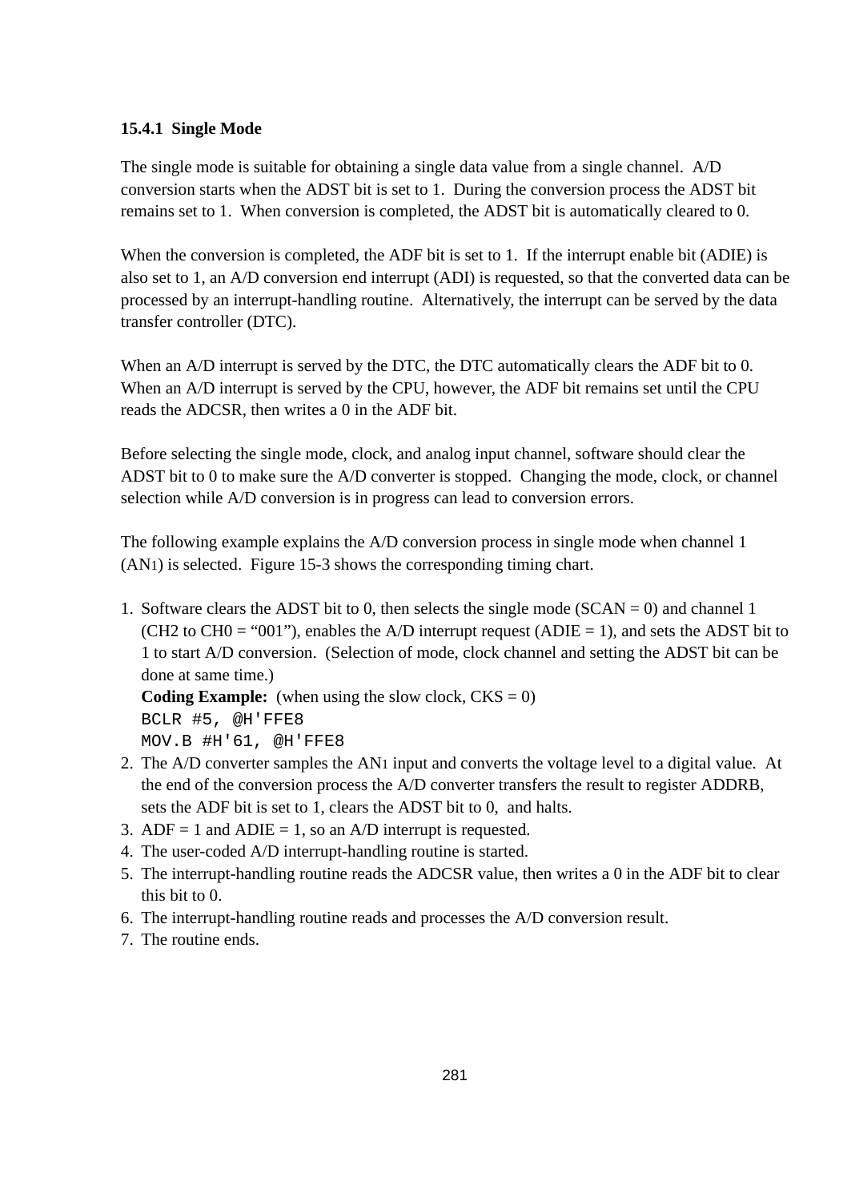### 15.4.1 Single Mode

The single mode is suitable for obtaining a single data value from a single channel. A/D conversion starts when the ADST bit is set to 1. During the conversion process the ADST bit remains set to 1. When conversion is completed, the ADST bit is automatically cleared to 0.

When the conversion is completed, the ADF bit is set to 1. If the interrupt enable bit (ADIE) is also set to 1, an A/D conversion end interrupt (ADI) is requested, so that the converted data can be processed by an interrupt-handling routine. Alternatively, the interrupt can be served by the data transfer controller (DTC).

When an A/D interrupt is served by the DTC, the DTC automatically clears the ADF bit to 0. When an A/D interrupt is served by the CPU, however, the ADF bit remains set until the CPU reads the ADCSR, then writes a 0 in the ADF bit.

Before selecting the single mode, clock, and analog input channel, software should clear the ADST bit to 0 to make sure the A/D converter is stopped. Changing the mode, clock, or channel selection while A/D conversion is in progress can lead to conversion errors.

The following example explains the A/D conversion process in single mode when channel 1 (AN1) is selected. Figure 15-3 shows the corresponding timing chart.

1. Software clears the ADST bit to 0, then selects the single mode (SCAN = 0) and channel 1 (CH2 to CH0 = "001"), enables the A/D interrupt request (ADIE = 1), and sets the ADST bit to 1 to start A/D conversion. (Selection of mode, clock channel and setting the ADST bit can be done at same time.)
   **Coding Example:** (when using the slow clock, CKS = 0)
   ```
   BCLR #5, @H'FFE8
   MOV.B #H'61, @H'FFE8
   ```
2. The A/D converter samples the AN1 input and converts the voltage level to a digital value. At the end of the conversion process the A/D converter transfers the result to register ADDRB, sets the ADF bit is set to 1, clears the ADST bit to 0, and halts.
3. ADF = 1 and ADIE = 1, so an A/D interrupt is requested.
4. The user-coded A/D interrupt-handling routine is started.
5. The interrupt-handling routine reads the ADCSR value, then writes a 0 in the ADF bit to clear this bit to 0.
6. The interrupt-handling routine reads and processes the A/D conversion result.
7. The routine ends.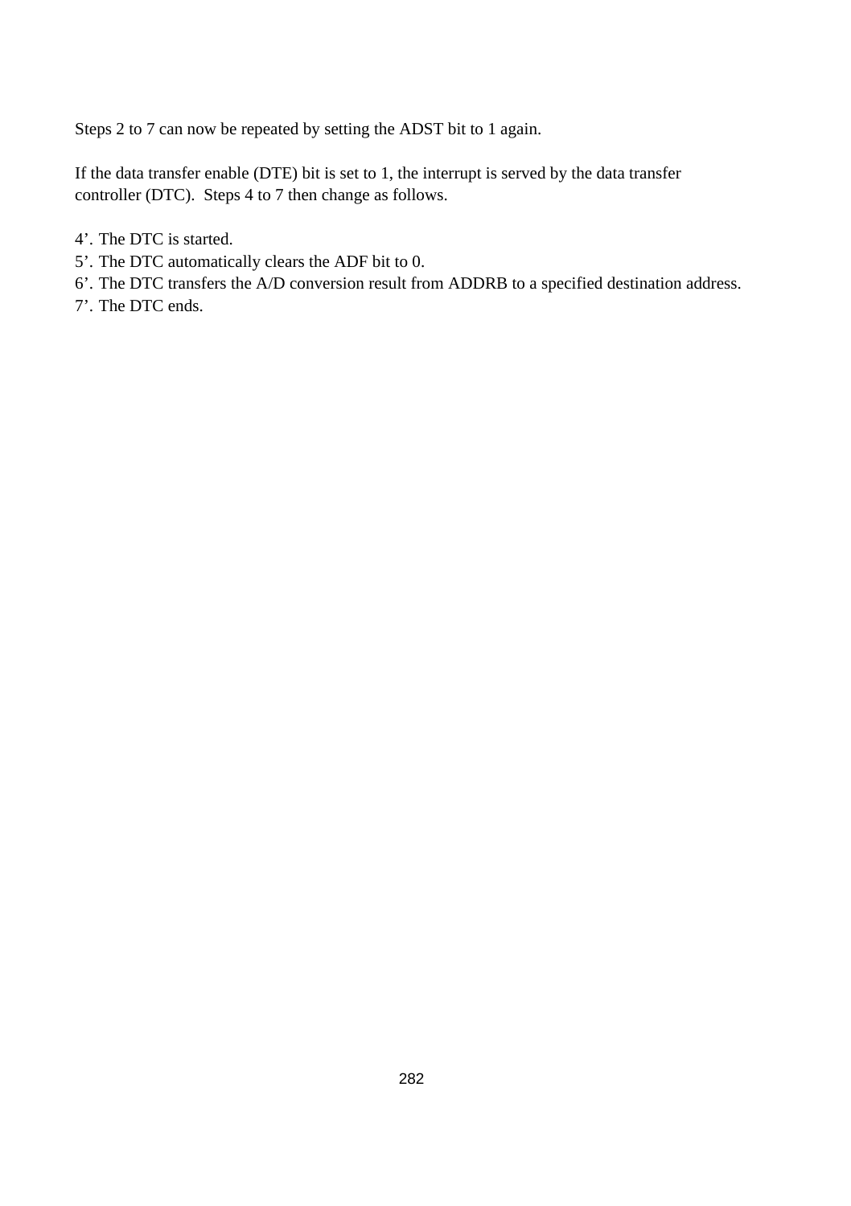Steps 2 to 7 can now be repeated by setting the ADST bit to 1 again.

If the data transfer enable (DTE) bit is set to 1, the interrupt is served by the data transfer controller (DTC). Steps 4 to 7 then change as follows.

4’. The DTC is started.
5’. The DTC automatically clears the ADF bit to 0.
6’. The DTC transfers the A/D conversion result from ADDRB to a specified destination address.
7’. The DTC ends.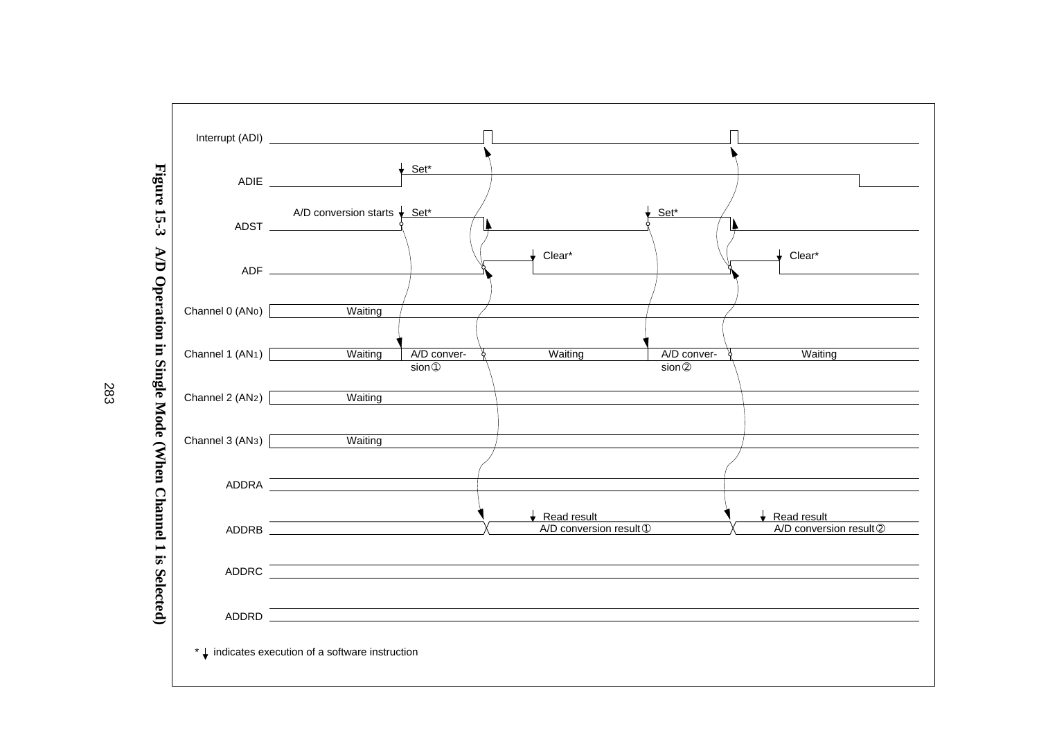**Figure 15-3 A/D Operation in Single Mode (When Channel 1 is Selected)**

| Signal | | | | | | | |
|---|---|---|---|---|---|---|---|
| Interrupt (ADI) | | | | | | | |
| ADIE | | Set* | | | | | |
| ADST | A/D conversion starts | Set* | | | Set* | | |
| ADF | | | | Clear* | | | Clear* |
| Channel 0 (AN0) | Waiting | | | | | | |
| Channel 1 (AN1) | Waiting | A/D conversion ① | Waiting | | A/D conversion ② | Waiting | |
| Channel 2 (AN2) | Waiting | | | | | | |
| Channel 3 (AN3) | Waiting | | | | | | |
| ADDRA | | | | | | | |
| ADDRB | | | A/D conversion result ① | Read result | | A/D conversion result ② | Read result |
| ADDRC | | | | | | | |
| ADDRD | | | | | | | |

* ↓ indicates execution of a software instruction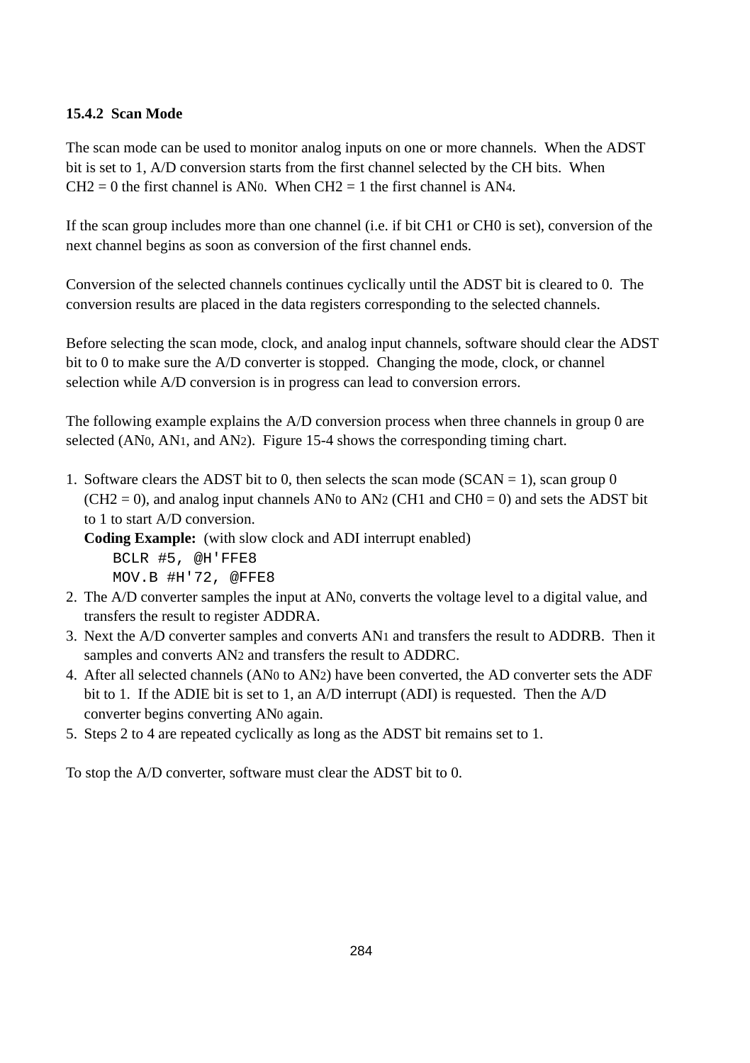### 15.4.2 Scan Mode

The scan mode can be used to monitor analog inputs on one or more channels. When the ADST bit is set to 1, A/D conversion starts from the first channel selected by the CH bits. When CH2 = 0 the first channel is $AN_0$. When CH2 = 1 the first channel is $AN_4$.

If the scan group includes more than one channel (i.e. if bit CH1 or CH0 is set), conversion of the next channel begins as soon as conversion of the first channel ends.

Conversion of the selected channels continues cyclically until the ADST bit is cleared to 0. The conversion results are placed in the data registers corresponding to the selected channels.

Before selecting the scan mode, clock, and analog input channels, software should clear the ADST bit to 0 to make sure the A/D converter is stopped. Changing the mode, clock, or channel selection while A/D conversion is in progress can lead to conversion errors.

The following example explains the A/D conversion process when three channels in group 0 are selected ($AN_0$, $AN_1$, and $AN_2$). Figure 15-4 shows the corresponding timing chart.

1. Software clears the ADST bit to 0, then selects the scan mode (SCAN = 1), scan group 0 (CH2 = 0), and analog input channels $AN_0$ to $AN_2$ (CH1 and CH0 = 0) and sets the ADST bit to 1 to start A/D conversion.
   **Coding Example:** (with slow clock and ADI interrupt enabled)
   ```
   BCLR #5, @H'FFE8
   MOV.B #H'72, @FFE8
   ```
2. The A/D converter samples the input at $AN_0$, converts the voltage level to a digital value, and transfers the result to register ADDRA.
3. Next the A/D converter samples and converts $AN_1$ and transfers the result to ADDRB. Then it samples and converts $AN_2$ and transfers the result to ADDRC.
4. After all selected channels ($AN_0$ to $AN_2$) have been converted, the AD converter sets the ADF bit to 1. If the ADIE bit is set to 1, an A/D interrupt (ADI) is requested. Then the A/D converter begins converting $AN_0$ again.
5. Steps 2 to 4 are repeated cyclically as long as the ADST bit remains set to 1.

To stop the A/D converter, software must clear the ADST bit to 0.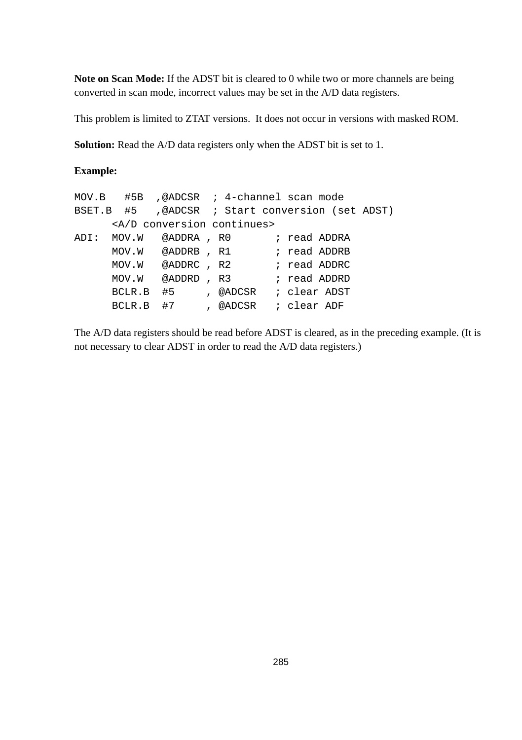**Note on Scan Mode:** If the ADST bit is cleared to 0 while two or more channels are being converted in scan mode, incorrect values may be set in the A/D data registers.

This problem is limited to ZTAT versions. It does not occur in versions with masked ROM.

**Solution:** Read the A/D data registers only when the ADST bit is set to 1.

**Example:**

```
MOV.B   #5B  ,@ADCSR  ; 4-channel scan mode
BSET.B  #5   ,@ADCSR  ; Start conversion (set ADST)
      <A/D conversion continues>
ADI:  MOV.W   @ADDRA , R0       ; read ADDRA
      MOV.W   @ADDRB , R1       ; read ADDRB
      MOV.W   @ADDRC , R2       ; read ADDRC
      MOV.W   @ADDRD , R3       ; read ADDRD
      BCLR.B  #5     , @ADCSR   ; clear ADST
      BCLR.B  #7     , @ADCSR   ; clear ADF
```

The A/D data registers should be read before ADST is cleared, as in the preceding example. (It is not necessary to clear ADST in order to read the A/D data registers.)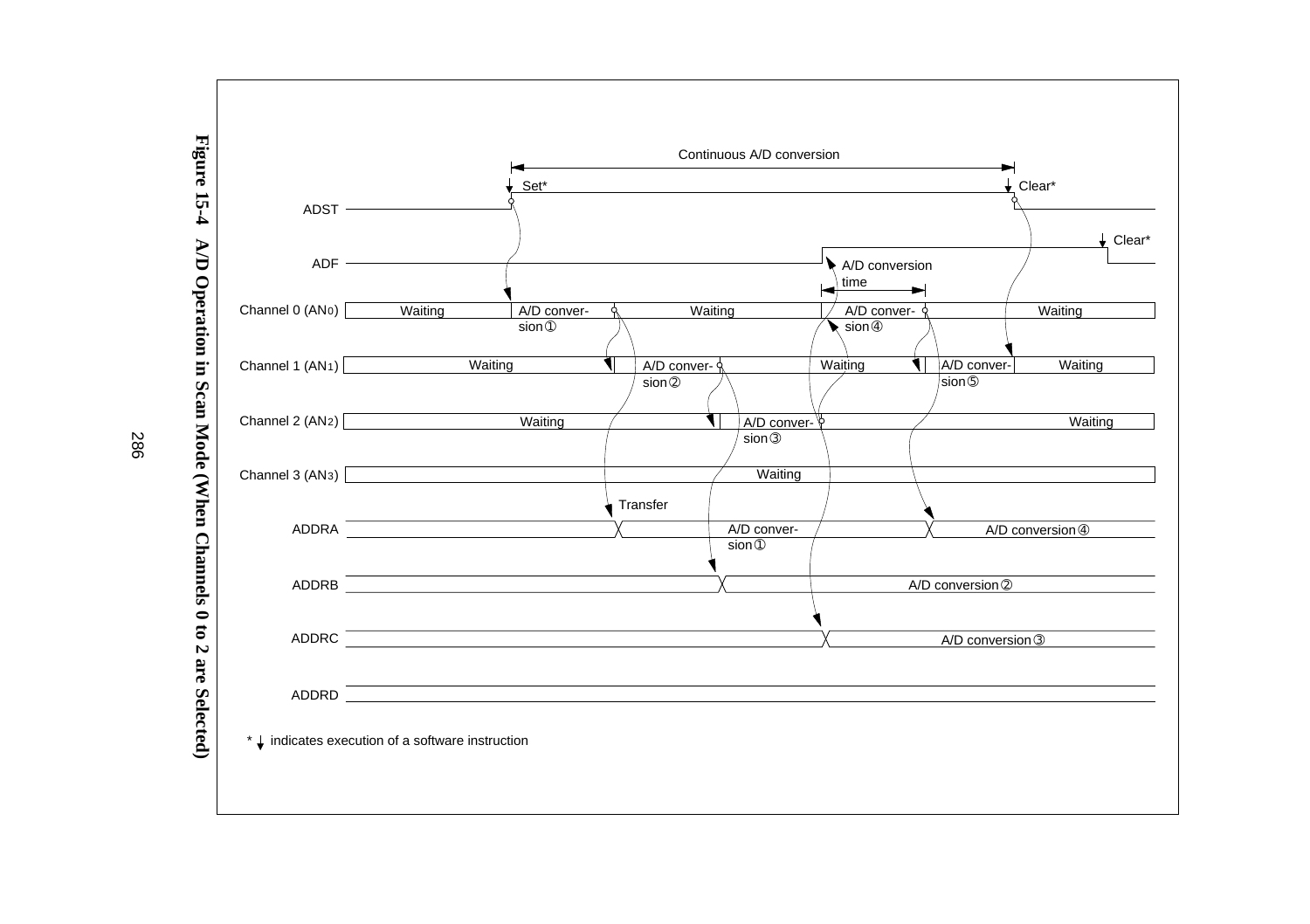**Figure 15-4 A/D Operation in Scan Mode (When Channels 0 to 2 are Selected)**

Continuous A/D conversion

ADST: Set* … Clear*

ADF: Clear*

A/D conversion time

| Signal | Sequence |
|---|---|
| Channel 0 ($AN_0$) | Waiting → A/D conversion ① → Waiting → A/D conversion ④ → Waiting |
| Channel 1 ($AN_1$) | Waiting → A/D conversion ② → Waiting → A/D conversion ⑤ → Waiting |
| Channel 2 ($AN_2$) | Waiting → A/D conversion ③ → Waiting |
| Channel 3 ($AN_3$) | Waiting |
| ADDRA | Transfer → A/D conversion ① → A/D conversion ④ |
| ADDRB | A/D conversion ② |
| ADDRC | A/D conversion ③ |
| ADDRD | |

\* ↓ indicates execution of a software instruction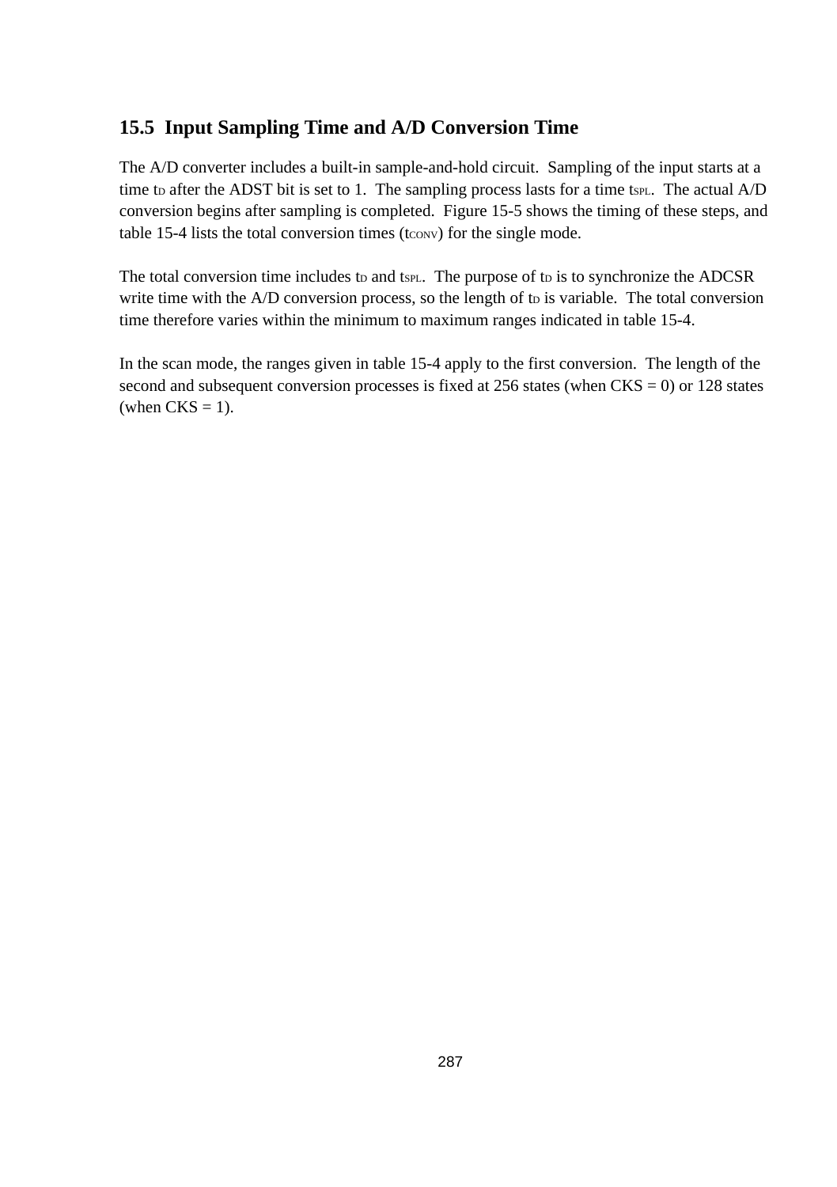## 15.5 Input Sampling Time and A/D Conversion Time

The A/D converter includes a built-in sample-and-hold circuit. Sampling of the input starts at a time $t_D$ after the ADST bit is set to 1. The sampling process lasts for a time $t_{SPL}$. The actual A/D conversion begins after sampling is completed. Figure 15-5 shows the timing of these steps, and table 15-4 lists the total conversion times ($t_{CONV}$) for the single mode.

The total conversion time includes $t_D$ and $t_{SPL}$. The purpose of $t_D$ is to synchronize the ADCSR write time with the A/D conversion process, so the length of $t_D$ is variable. The total conversion time therefore varies within the minimum to maximum ranges indicated in table 15-4.

In the scan mode, the ranges given in table 15-4 apply to the first conversion. The length of the second and subsequent conversion processes is fixed at 256 states (when CKS = 0) or 128 states (when CKS = 1).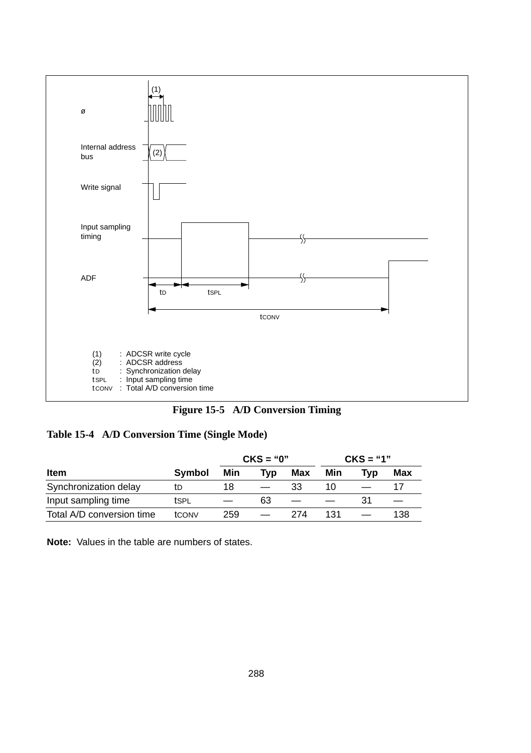**Figure 15-5 A/D Conversion Timing**

(1) : ADCSR write cycle
(2) : ADCSR address
$t_D$ : Synchronization delay
$t_{SPL}$ : Input sampling time
$t_{CONV}$ : Total A/D conversion time

**Table 15-4 A/D Conversion Time (Single Mode)**

| | | CKS = "0" | | | CKS = "1" | | |
|---|---|---|---|---|---|---|---|
| **Item** | **Symbol** | **Min** | **Typ** | **Max** | **Min** | **Typ** | **Max** |
| Synchronization delay | $t_D$ | 18 | — | 33 | 10 | — | 17 |
| Input sampling time | $t_{SPL}$ | — | 63 | — | — | 31 | — |
| Total A/D conversion time | $t_{CONV}$ | 259 | — | 274 | 131 | — | 138 |

**Note:** Values in the table are numbers of states.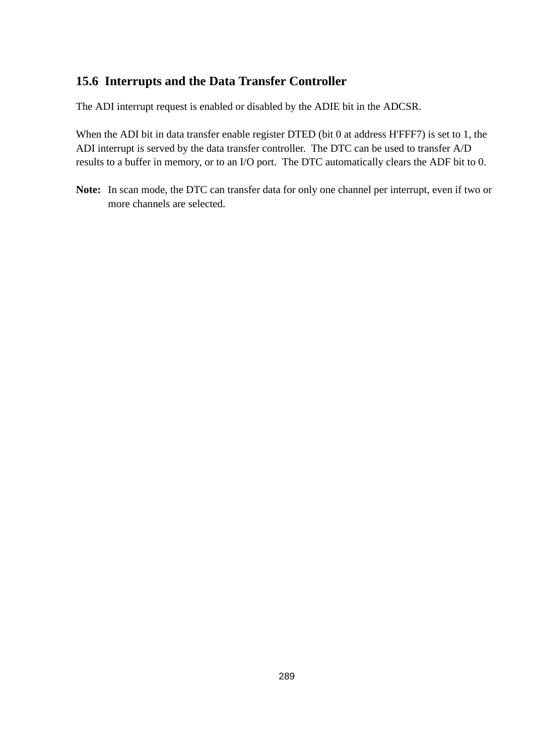## 15.6 Interrupts and the Data Transfer Controller

The ADI interrupt request is enabled or disabled by the ADIE bit in the ADCSR.

When the ADI bit in data transfer enable register DTED (bit 0 at address H'FFF7) is set to 1, the ADI interrupt is served by the data transfer controller. The DTC can be used to transfer A/D results to a buffer in memory, or to an I/O port. The DTC automatically clears the ADF bit to 0.

**Note:** In scan mode, the DTC can transfer data for only one channel per interrupt, even if two or more channels are selected.